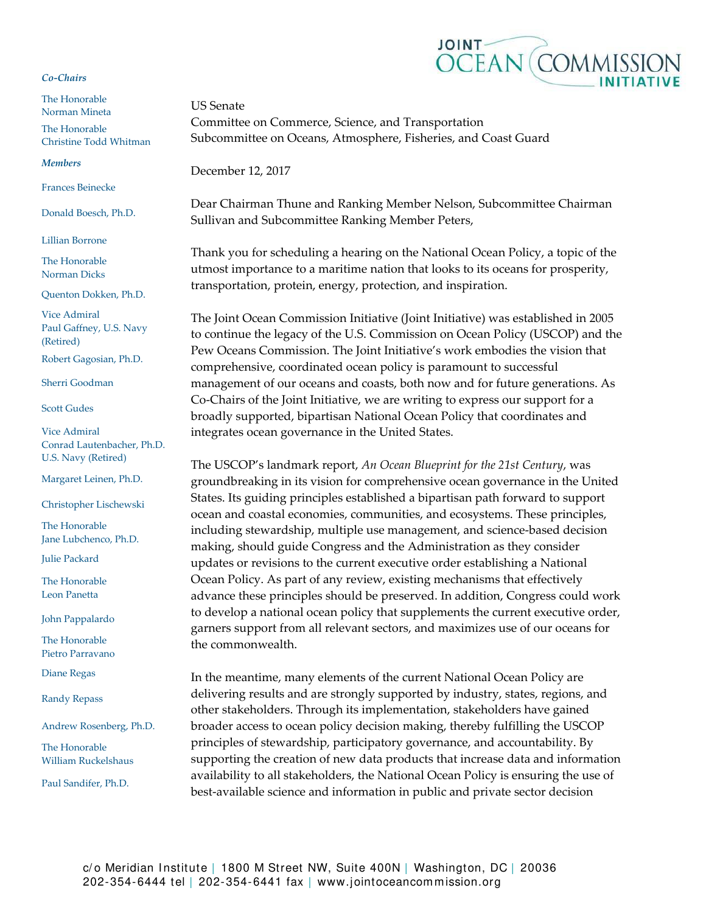JOINT OCEAN COMMISSION INITIATIVE

*Co-Chairs*

The Honorable Norman Mineta

The Honorable Christine Todd Whitman

*Members*

Frances Beinecke

Donald Boesch, Ph.D.

Lillian Borrone

The Honorable Norman Dicks

Quenton Dokken, Ph.D.

Vice Admiral Paul Gaffney, U.S. Navy (Retired)

Robert Gagosian, Ph.D.

Sherri Goodman

Scott Gudes

Vice Admiral Conrad Lautenbacher, Ph.D. U.S. Navy (Retired)

Margaret Leinen, Ph.D.

Christopher Lischewski

The Honorable Jane Lubchenco, Ph.D.

Julie Packard

The Honorable Leon Panetta

John Pappalardo

The Honorable Pietro Parravano

Diane Regas

Randy Repass

Andrew Rosenberg, Ph.D.

The Honorable William Ruckelshaus

Paul Sandifer, Ph.D.

US Senate
Committee on Commerce, Science, and Transportation
Subcommittee on Oceans, Atmosphere, Fisheries, and Coast Guard

December 12, 2017

Dear Chairman Thune and Ranking Member Nelson, Subcommittee Chairman Sullivan and Subcommittee Ranking Member Peters,

Thank you for scheduling a hearing on the National Ocean Policy, a topic of the utmost importance to a maritime nation that looks to its oceans for prosperity, transportation, protein, energy, protection, and inspiration.

The Joint Ocean Commission Initiative (Joint Initiative) was established in 2005 to continue the legacy of the U.S. Commission on Ocean Policy (USCOP) and the Pew Oceans Commission. The Joint Initiative's work embodies the vision that comprehensive, coordinated ocean policy is paramount to successful management of our oceans and coasts, both now and for future generations. As Co-Chairs of the Joint Initiative, we are writing to express our support for a broadly supported, bipartisan National Ocean Policy that coordinates and integrates ocean governance in the United States.

The USCOP's landmark report, *An Ocean Blueprint for the 21st Century*, was groundbreaking in its vision for comprehensive ocean governance in the United States. Its guiding principles established a bipartisan path forward to support ocean and coastal economies, communities, and ecosystems. These principles, including stewardship, multiple use management, and science-based decision making, should guide Congress and the Administration as they consider updates or revisions to the current executive order establishing a National Ocean Policy. As part of any review, existing mechanisms that effectively advance these principles should be preserved. In addition, Congress could work to develop a national ocean policy that supplements the current executive order, garners support from all relevant sectors, and maximizes use of our oceans for the commonwealth.

In the meantime, many elements of the current National Ocean Policy are delivering results and are strongly supported by industry, states, regions, and other stakeholders. Through its implementation, stakeholders have gained broader access to ocean policy decision making, thereby fulfilling the USCOP principles of stewardship, participatory governance, and accountability. By supporting the creation of new data products that increase data and information availability to all stakeholders, the National Ocean Policy is ensuring the use of best-available science and information in public and private sector decision

c/o Meridian Institute | 1800 M Street NW, Suite 400N | Washington, DC | 20036
202-354-6444 tel | 202-354-6441 fax | www.jointoceancommission.org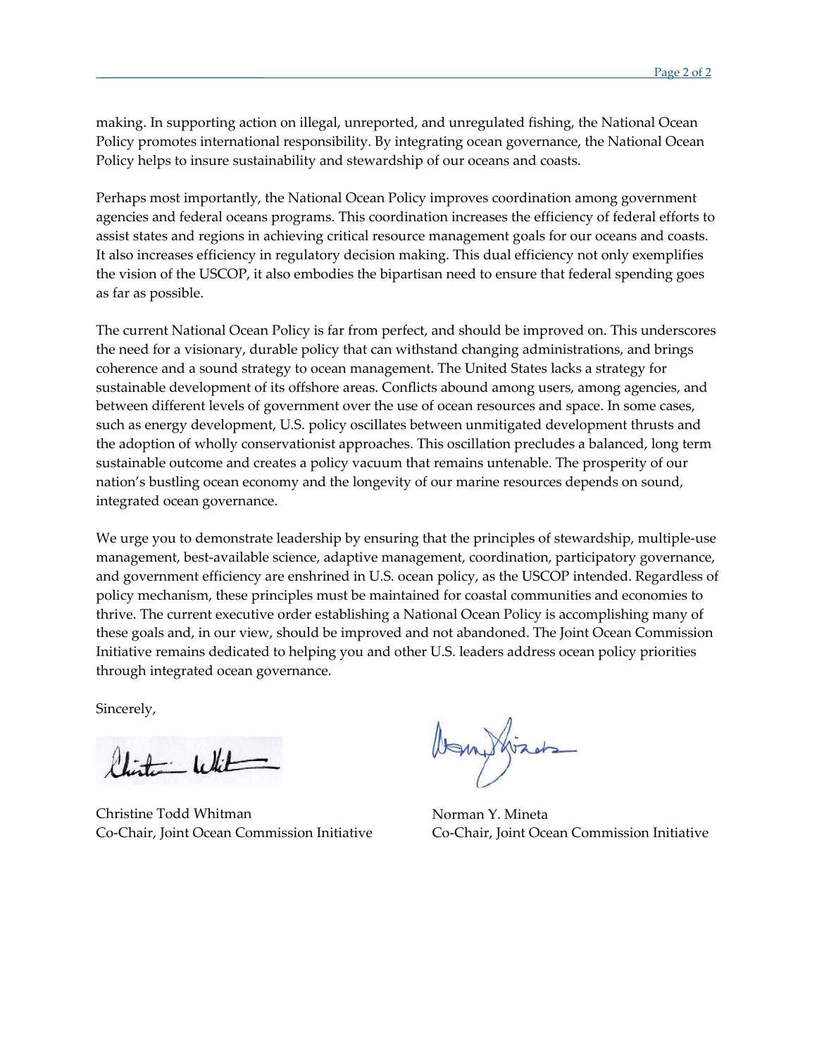making. In supporting action on illegal, unreported, and unregulated fishing, the National Ocean Policy promotes international responsibility. By integrating ocean governance, the National Ocean Policy helps to insure sustainability and stewardship of our oceans and coasts.

Perhaps most importantly, the National Ocean Policy improves coordination among government agencies and federal oceans programs. This coordination increases the efficiency of federal efforts to assist states and regions in achieving critical resource management goals for our oceans and coasts. It also increases efficiency in regulatory decision making. This dual efficiency not only exemplifies the vision of the USCOP, it also embodies the bipartisan need to ensure that federal spending goes as far as possible.

The current National Ocean Policy is far from perfect, and should be improved on. This underscores the need for a visionary, durable policy that can withstand changing administrations, and brings coherence and a sound strategy to ocean management. The United States lacks a strategy for sustainable development of its offshore areas. Conflicts abound among users, among agencies, and between different levels of government over the use of ocean resources and space. In some cases, such as energy development, U.S. policy oscillates between unmitigated development thrusts and the adoption of wholly conservationist approaches. This oscillation precludes a balanced, long term sustainable outcome and creates a policy vacuum that remains untenable. The prosperity of our nation's bustling ocean economy and the longevity of our marine resources depends on sound, integrated ocean governance.

We urge you to demonstrate leadership by ensuring that the principles of stewardship, multiple-use management, best-available science, adaptive management, coordination, participatory governance, and government efficiency are enshrined in U.S. ocean policy, as the USCOP intended. Regardless of policy mechanism, these principles must be maintained for coastal communities and economies to thrive. The current executive order establishing a National Ocean Policy is accomplishing many of these goals and, in our view, should be improved and not abandoned. The Joint Ocean Commission Initiative remains dedicated to helping you and other U.S. leaders address ocean policy priorities through integrated ocean governance.

Sincerely,

Christine Todd Whitman
Co-Chair, Joint Ocean Commission Initiative

Norman Y. Mineta
Co-Chair, Joint Ocean Commission Initiative